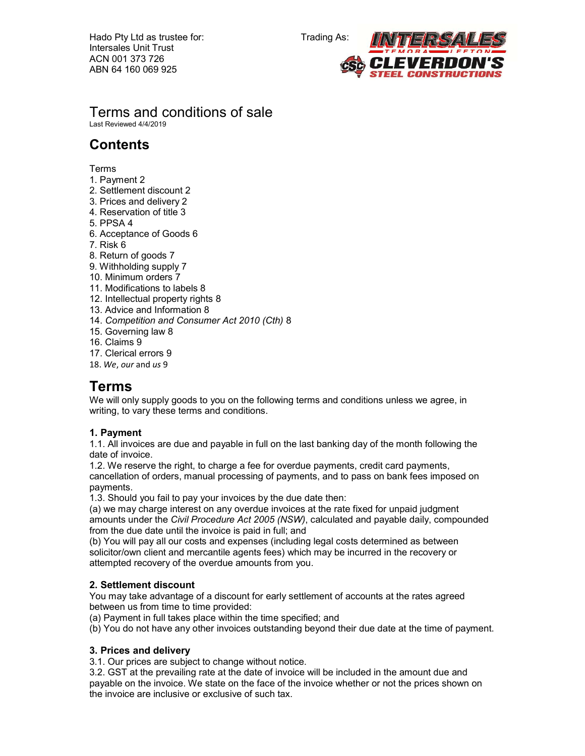Hado Pty Ltd as trustee for:
Intersales Unit Trust
ACN 001 373 726
ABN 64 160 069 925

Trading As: INTERSALES TEMORA LEETON / CSC CLEVERDON'S STEEL CONSTRUCTIONS

# Terms and conditions of sale

Last Reviewed 4/4/2019

## Contents

Terms
1. Payment 2
2. Settlement discount 2
3. Prices and delivery 2
4. Reservation of title 3
5. PPSA 4
6. Acceptance of Goods 6
7. Risk 6
8. Return of goods 7
9. Withholding supply 7
10. Minimum orders 7
11. Modifications to labels 8
12. Intellectual property rights 8
13. Advice and Information 8
14. *Competition and Consumer Act 2010 (Cth)* 8
15. Governing law 8
16. Claims 9
17. Clerical errors 9
18. *We*, *our* and *us* 9

## Terms

We will only supply goods to you on the following terms and conditions unless we agree, in writing, to vary these terms and conditions.

### 1. Payment

1.1. All invoices are due and payable in full on the last banking day of the month following the date of invoice.
1.2. We reserve the right, to charge a fee for overdue payments, credit card payments, cancellation of orders, manual processing of payments, and to pass on bank fees imposed on payments.
1.3. Should you fail to pay your invoices by the due date then:
(a) we may charge interest on any overdue invoices at the rate fixed for unpaid judgment amounts under the *Civil Procedure Act 2005 (NSW)*, calculated and payable daily, compounded from the due date until the invoice is paid in full; and
(b) You will pay all our costs and expenses (including legal costs determined as between solicitor/own client and mercantile agents fees) which may be incurred in the recovery or attempted recovery of the overdue amounts from you.

### 2. Settlement discount

You may take advantage of a discount for early settlement of accounts at the rates agreed between us from time to time provided:
(a) Payment in full takes place within the time specified; and
(b) You do not have any other invoices outstanding beyond their due date at the time of payment.

### 3. Prices and delivery

3.1. Our prices are subject to change without notice.
3.2. GST at the prevailing rate at the date of invoice will be included in the amount due and payable on the invoice. We state on the face of the invoice whether or not the prices shown on the invoice are inclusive or exclusive of such tax.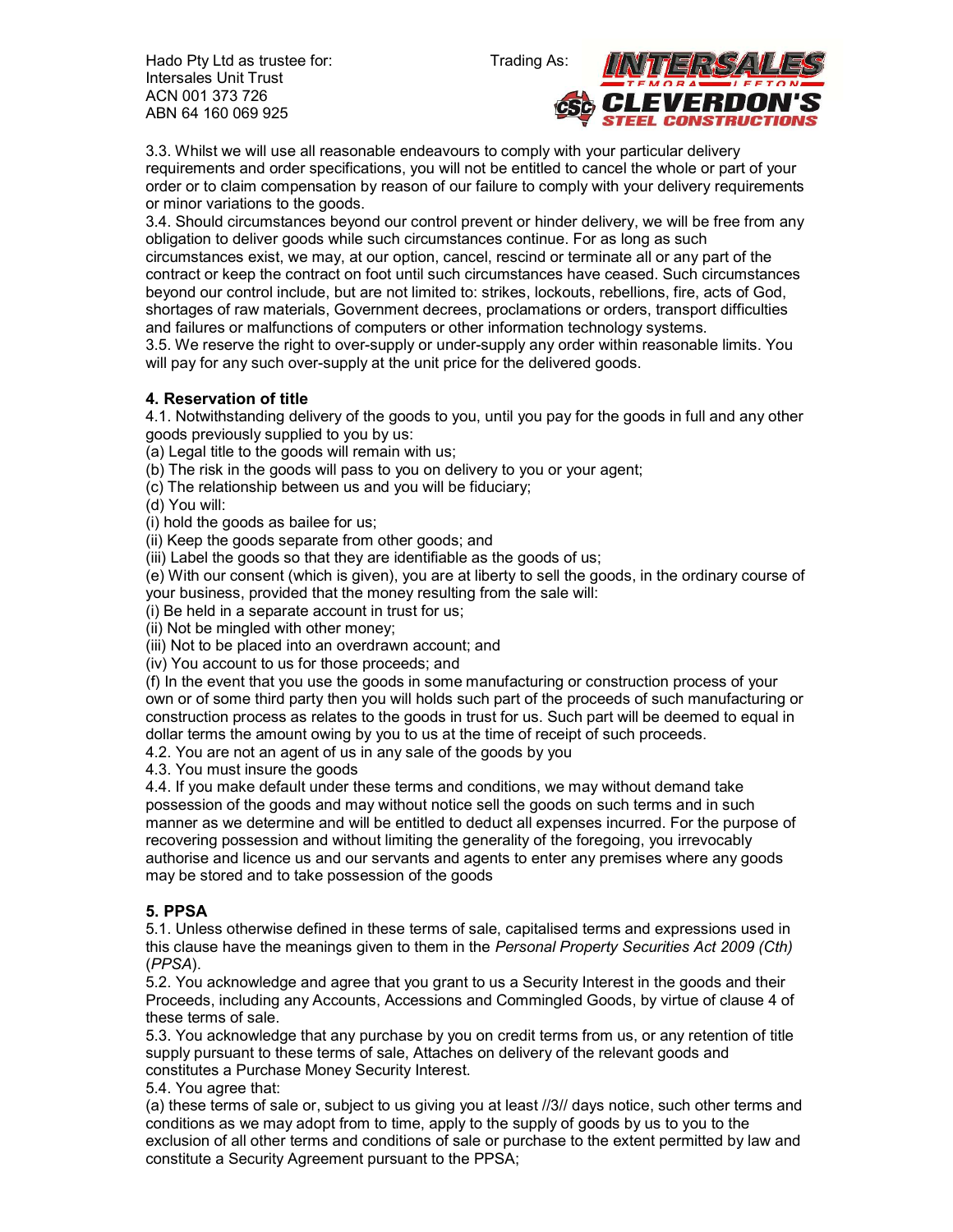3.3. Whilst we will use all reasonable endeavours to comply with your particular delivery requirements and order specifications, you will not be entitled to cancel the whole or part of your order or to claim compensation by reason of our failure to comply with your delivery requirements or minor variations to the goods.
3.4. Should circumstances beyond our control prevent or hinder delivery, we will be free from any obligation to deliver goods while such circumstances continue. For as long as such circumstances exist, we may, at our option, cancel, rescind or terminate all or any part of the contract or keep the contract on foot until such circumstances have ceased. Such circumstances beyond our control include, but are not limited to: strikes, lockouts, rebellions, fire, acts of God, shortages of raw materials, Government decrees, proclamations or orders, transport difficulties and failures or malfunctions of computers or other information technology systems.
3.5. We reserve the right to over-supply or under-supply any order within reasonable limits. You will pay for any such over-supply at the unit price for the delivered goods.

**4. Reservation of title**
4.1. Notwithstanding delivery of the goods to you, until you pay for the goods in full and any other goods previously supplied to you by us:
(a) Legal title to the goods will remain with us;
(b) The risk in the goods will pass to you on delivery to you or your agent;
(c) The relationship between us and you will be fiduciary;
(d) You will:
(i) hold the goods as bailee for us;
(ii) Keep the goods separate from other goods; and
(iii) Label the goods so that they are identifiable as the goods of us;
(e) With our consent (which is given), you are at liberty to sell the goods, in the ordinary course of your business, provided that the money resulting from the sale will:
(i) Be held in a separate account in trust for us;
(ii) Not be mingled with other money;
(iii) Not to be placed into an overdrawn account; and
(iv) You account to us for those proceeds; and
(f) In the event that you use the goods in some manufacturing or construction process of your own or of some third party then you will holds such part of the proceeds of such manufacturing or construction process as relates to the goods in trust for us. Such part will be deemed to equal in dollar terms the amount owing by you to us at the time of receipt of such proceeds.
4.2. You are not an agent of us in any sale of the goods by you
4.3. You must insure the goods
4.4. If you make default under these terms and conditions, we may without demand take possession of the goods and may without notice sell the goods on such terms and in such manner as we determine and will be entitled to deduct all expenses incurred. For the purpose of recovering possession and without limiting the generality of the foregoing, you irrevocably authorise and licence us and our servants and agents to enter any premises where any goods may be stored and to take possession of the goods

**5. PPSA**
5.1. Unless otherwise defined in these terms of sale, capitalised terms and expressions used in this clause have the meanings given to them in the *Personal Property Securities Act 2009 (Cth)* (*PPSA*).
5.2. You acknowledge and agree that you grant to us a Security Interest in the goods and their Proceeds, including any Accounts, Accessions and Commingled Goods, by virtue of clause 4 of these terms of sale.
5.3. You acknowledge that any purchase by you on credit terms from us, or any retention of title supply pursuant to these terms of sale, Attaches on delivery of the relevant goods and constitutes a Purchase Money Security Interest.
5.4. You agree that:
(a) these terms of sale or, subject to us giving you at least //3// days notice, such other terms and conditions as we may adopt from to time, apply to the supply of goods by us to you to the exclusion of all other terms and conditions of sale or purchase to the extent permitted by law and constitute a Security Agreement pursuant to the PPSA;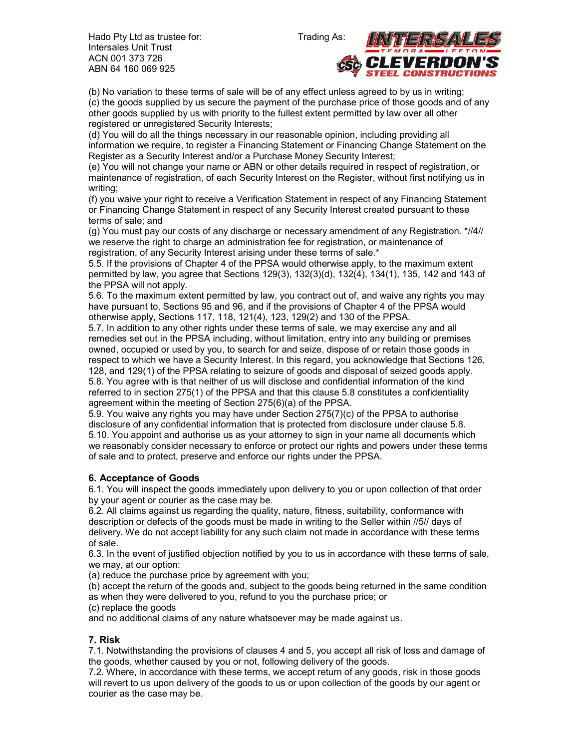(b) No variation to these terms of sale will be of any effect unless agreed to by us in writing;
(c) the goods supplied by us secure the payment of the purchase price of those goods and of any other goods supplied by us with priority to the fullest extent permitted by law over all other registered or unregistered Security Interests;
(d) You will do all the things necessary in our reasonable opinion, including providing all information we require, to register a Financing Statement or Financing Change Statement on the Register as a Security Interest and/or a Purchase Money Security Interest;
(e) You will not change your name or ABN or other details required in respect of registration, or maintenance of registration, of each Security Interest on the Register, without first notifying us in writing;
(f) you waive your right to receive a Verification Statement in respect of any Financing Statement or Financing Change Statement in respect of any Security Interest created pursuant to these terms of sale; and
(g) You must pay our costs of any discharge or necessary amendment of any Registration. *//4// we reserve the right to charge an administration fee for registration, or maintenance of registration, of any Security Interest arising under these terms of sale.*
5.5. If the provisions of Chapter 4 of the PPSA would otherwise apply, to the maximum extent permitted by law, you agree that Sections 129(3), 132(3)(d), 132(4), 134(1), 135, 142 and 143 of the PPSA will not apply.
5.6. To the maximum extent permitted by law, you contract out of, and waive any rights you may have pursuant to, Sections 95 and 96, and if the provisions of Chapter 4 of the PPSA would otherwise apply, Sections 117, 118, 121(4), 123, 129(2) and 130 of the PPSA.
5.7. In addition to any other rights under these terms of sale, we may exercise any and all remedies set out in the PPSA including, without limitation, entry into any building or premises owned, occupied or used by you, to search for and seize, dispose of or retain those goods in respect to which we have a Security Interest. In this regard, you acknowledge that Sections 126, 128, and 129(1) of the PPSA relating to seizure of goods and disposal of seized goods apply.
5.8. You agree with is that neither of us will disclose and confidential information of the kind referred to in section 275(1) of the PPSA and that this clause 5.8 constitutes a confidentiality agreement within the meeting of Section 275(6)(a) of the PPSA.
5.9. You waive any rights you may have under Section 275(7)(c) of the PPSA to authorise disclosure of any confidential information that is protected from disclosure under clause 5.8.
5.10. You appoint and authorise us as your attorney to sign in your name all documents which we reasonably consider necessary to enforce or protect our rights and powers under these terms of sale and to protect, preserve and enforce our rights under the PPSA.

## 6. Acceptance of Goods

6.1. You will inspect the goods immediately upon delivery to you or upon collection of that order by your agent or courier as the case may be.
6.2. All claims against us regarding the quality, nature, fitness, suitability, conformance with description or defects of the goods must be made in writing to the Seller within //5// days of delivery. We do not accept liability for any such claim not made in accordance with these terms of sale.
6.3. In the event of justified objection notified by you to us in accordance with these terms of sale, we may, at our option:
(a) reduce the purchase price by agreement with you;
(b) accept the return of the goods and, subject to the goods being returned in the same condition as when they were delivered to you, refund to you the purchase price; or
(c) replace the goods
and no additional claims of any nature whatsoever may be made against us.

## 7. Risk

7.1. Notwithstanding the provisions of clauses 4 and 5, you accept all risk of loss and damage of the goods, whether caused by you or not, following delivery of the goods.
7.2. Where, in accordance with these terms, we accept return of any goods, risk in those goods will revert to us upon delivery of the goods to us or upon collection of the goods by our agent or courier as the case may be.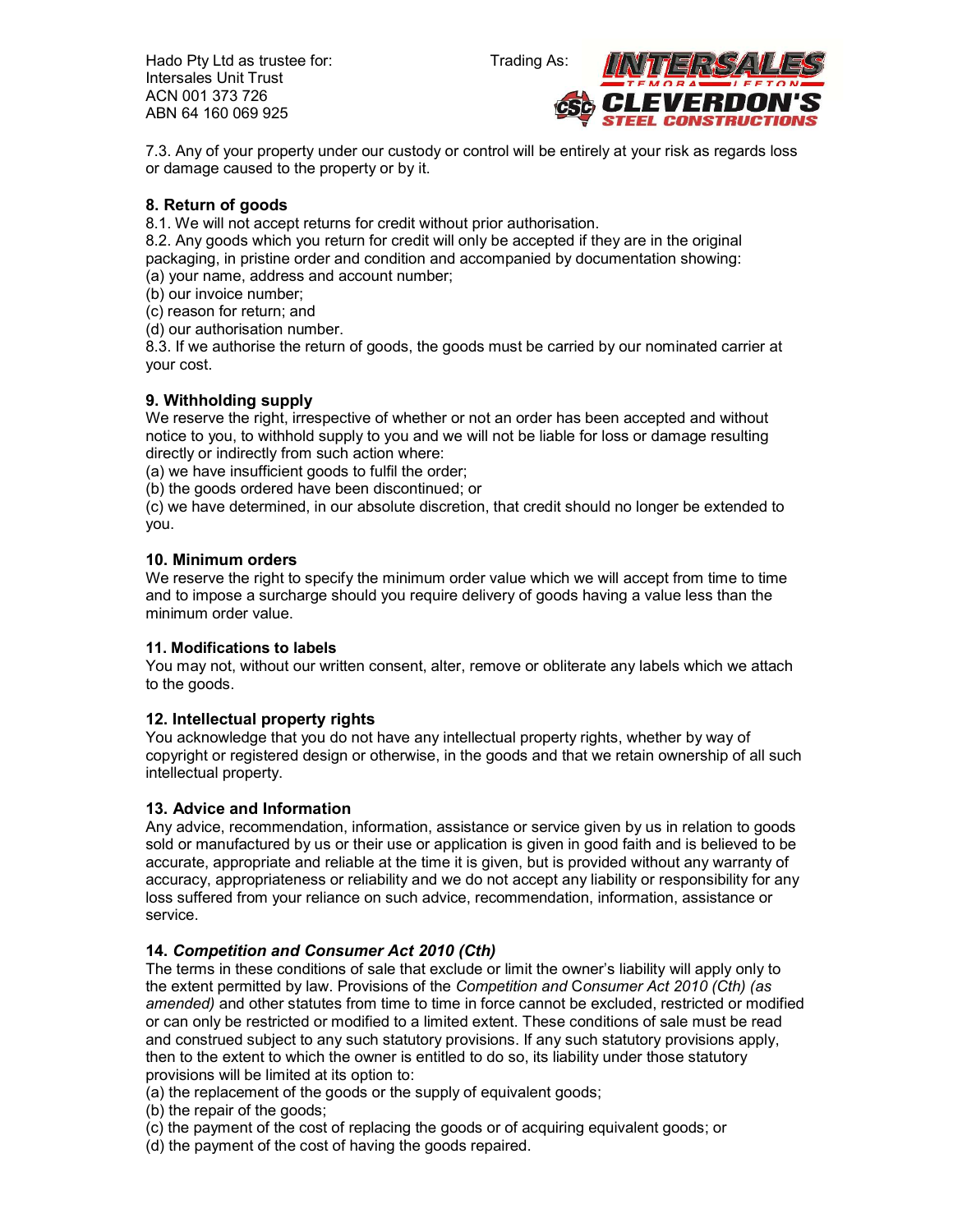7.3. Any of your property under our custody or control will be entirely at your risk as regards loss or damage caused to the property or by it.

### 8. Return of goods

8.1. We will not accept returns for credit without prior authorisation.
8.2. Any goods which you return for credit will only be accepted if they are in the original packaging, in pristine order and condition and accompanied by documentation showing:
(a) your name, address and account number;
(b) our invoice number;
(c) reason for return; and
(d) our authorisation number.
8.3. If we authorise the return of goods, the goods must be carried by our nominated carrier at your cost.

### 9. Withholding supply

We reserve the right, irrespective of whether or not an order has been accepted and without notice to you, to withhold supply to you and we will not be liable for loss or damage resulting directly or indirectly from such action where:
(a) we have insufficient goods to fulfil the order;
(b) the goods ordered have been discontinued; or
(c) we have determined, in our absolute discretion, that credit should no longer be extended to you.

### 10. Minimum orders

We reserve the right to specify the minimum order value which we will accept from time to time and to impose a surcharge should you require delivery of goods having a value less than the minimum order value.

### 11. Modifications to labels

You may not, without our written consent, alter, remove or obliterate any labels which we attach to the goods.

### 12. Intellectual property rights

You acknowledge that you do not have any intellectual property rights, whether by way of copyright or registered design or otherwise, in the goods and that we retain ownership of all such intellectual property.

### 13. Advice and Information

Any advice, recommendation, information, assistance or service given by us in relation to goods sold or manufactured by us or their use or application is given in good faith and is believed to be accurate, appropriate and reliable at the time it is given, but is provided without any warranty of accuracy, appropriateness or reliability and we do not accept any liability or responsibility for any loss suffered from your reliance on such advice, recommendation, information, assistance or service.

### 14. *Competition and Consumer Act 2010 (Cth)*

The terms in these conditions of sale that exclude or limit the owner's liability will apply only to the extent permitted by law. Provisions of the *Competition and Consumer Act 2010 (Cth) (as amended)* and other statutes from time to time in force cannot be excluded, restricted or modified or can only be restricted or modified to a limited extent. These conditions of sale must be read and construed subject to any such statutory provisions. If any such statutory provisions apply, then to the extent to which the owner is entitled to do so, its liability under those statutory provisions will be limited at its option to:
(a) the replacement of the goods or the supply of equivalent goods;
(b) the repair of the goods;
(c) the payment of the cost of replacing the goods or of acquiring equivalent goods; or
(d) the payment of the cost of having the goods repaired.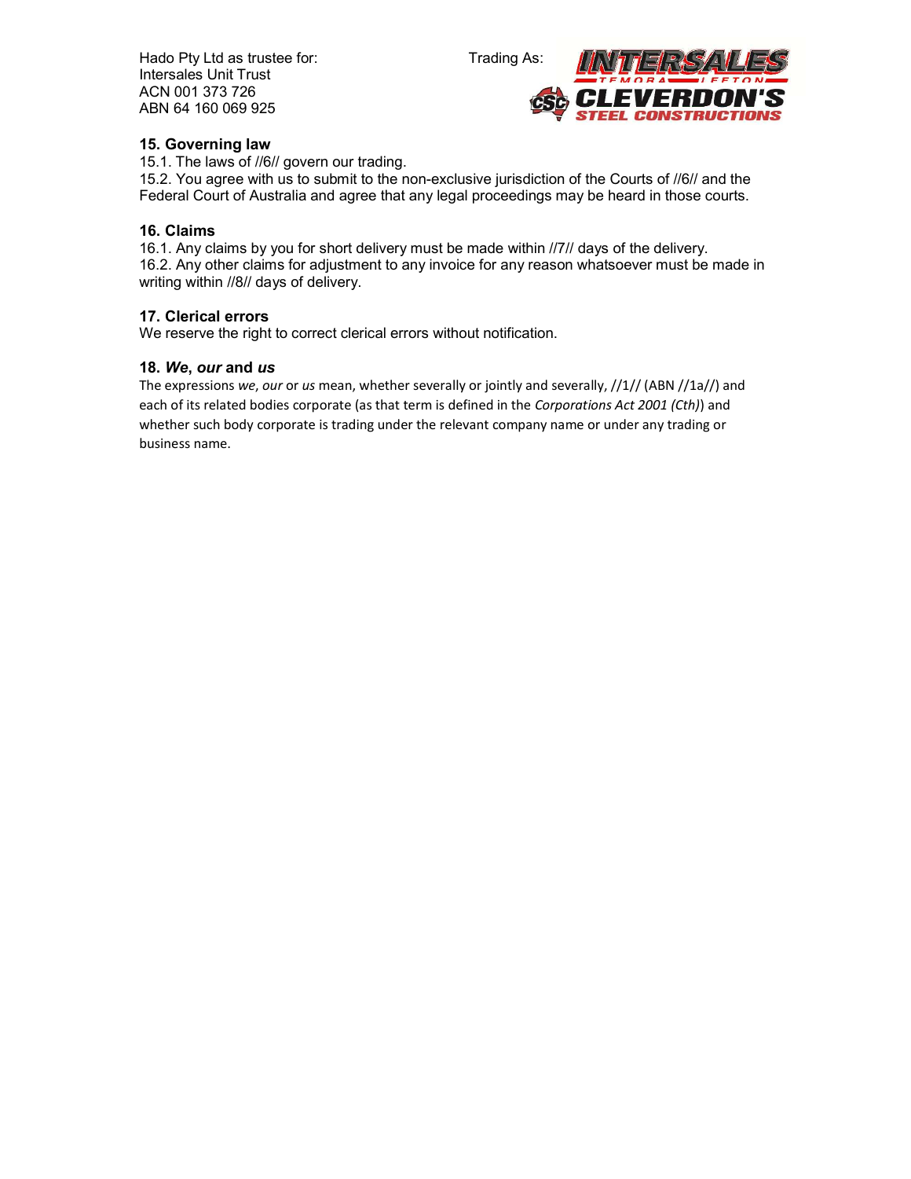Hado Pty Ltd as trustee for:
Intersales Unit Trust
ACN 001 373 726
ABN 64 160 069 925

Trading As:

### 15. Governing law

15.1. The laws of //6// govern our trading.

15.2. You agree with us to submit to the non-exclusive jurisdiction of the Courts of //6// and the Federal Court of Australia and agree that any legal proceedings may be heard in those courts.

### 16. Claims

16.1. Any claims by you for short delivery must be made within //7// days of the delivery.

16.2. Any other claims for adjustment to any invoice for any reason whatsoever must be made in writing within //8// days of delivery.

### 17. Clerical errors

We reserve the right to correct clerical errors without notification.

### 18. *We*, *our* and *us*

The expressions *we*, *our* or *us* mean, whether severally or jointly and severally, //1// (ABN //1a//) and each of its related bodies corporate (as that term is defined in the *Corporations Act 2001 (Cth)*) and whether such body corporate is trading under the relevant company name or under any trading or business name.